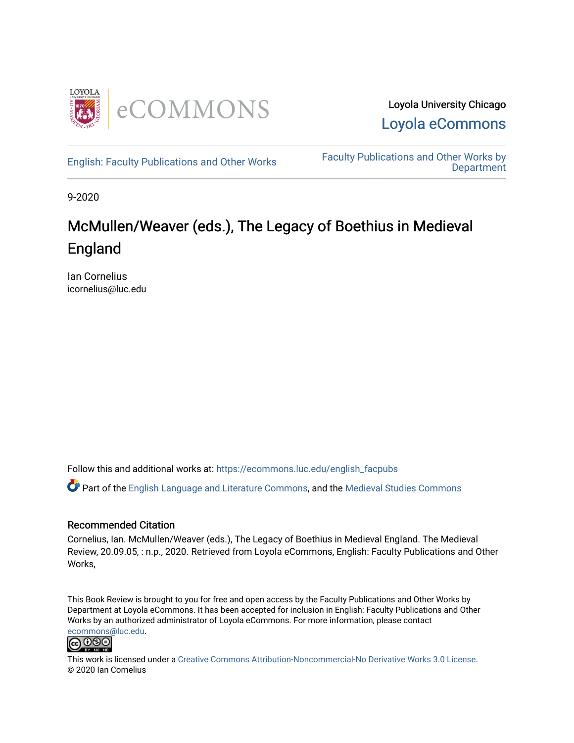Loyola University Chicago

Loyola eCommons

English: Faculty Publications and Other Works

Faculty Publications and Other Works by Department

9-2020

# McMullen/Weaver (eds.), The Legacy of Boethius in Medieval England

Ian Cornelius
icornelius@luc.edu

Follow this and additional works at: https://ecommons.luc.edu/english_facpubs

Part of the English Language and Literature Commons, and the Medieval Studies Commons

## Recommended Citation

Cornelius, Ian. McMullen/Weaver (eds.), The Legacy of Boethius in Medieval England. The Medieval Review, 20.09.05, : n.p., 2020. Retrieved from Loyola eCommons, English: Faculty Publications and Other Works,

This Book Review is brought to you for free and open access by the Faculty Publications and Other Works by Department at Loyola eCommons. It has been accepted for inclusion in English: Faculty Publications and Other Works by an authorized administrator of Loyola eCommons. For more information, please contact ecommons@luc.edu.

This work is licensed under a Creative Commons Attribution-Noncommercial-No Derivative Works 3.0 License.
© 2020 Ian Cornelius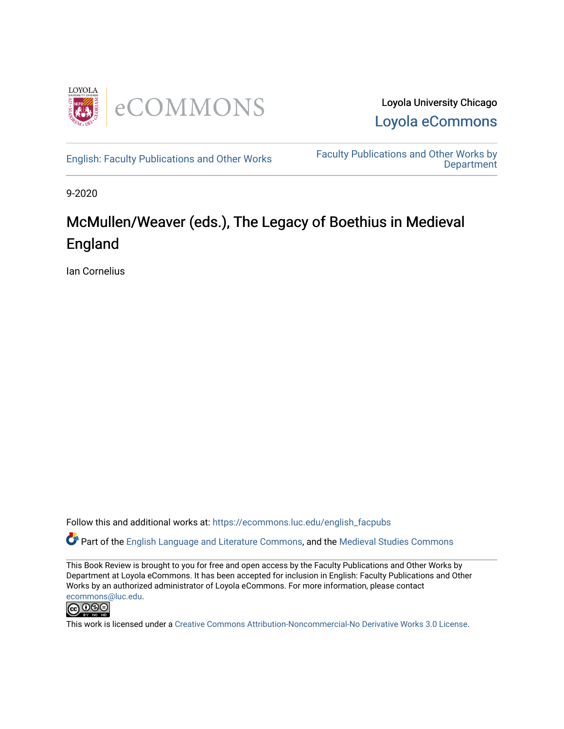Loyola University Chicago

Loyola eCommons

English: Faculty Publications and Other Works

Faculty Publications and Other Works by Department

9-2020

# McMullen/Weaver (eds.), The Legacy of Boethius in Medieval England

Ian Cornelius

Follow this and additional works at: https://ecommons.luc.edu/english_facpubs

Part of the English Language and Literature Commons, and the Medieval Studies Commons

This Book Review is brought to you for free and open access by the Faculty Publications and Other Works by Department at Loyola eCommons. It has been accepted for inclusion in English: Faculty Publications and Other Works by an authorized administrator of Loyola eCommons. For more information, please contact ecommons@luc.edu.

This work is licensed under a Creative Commons Attribution-Noncommercial-No Derivative Works 3.0 License.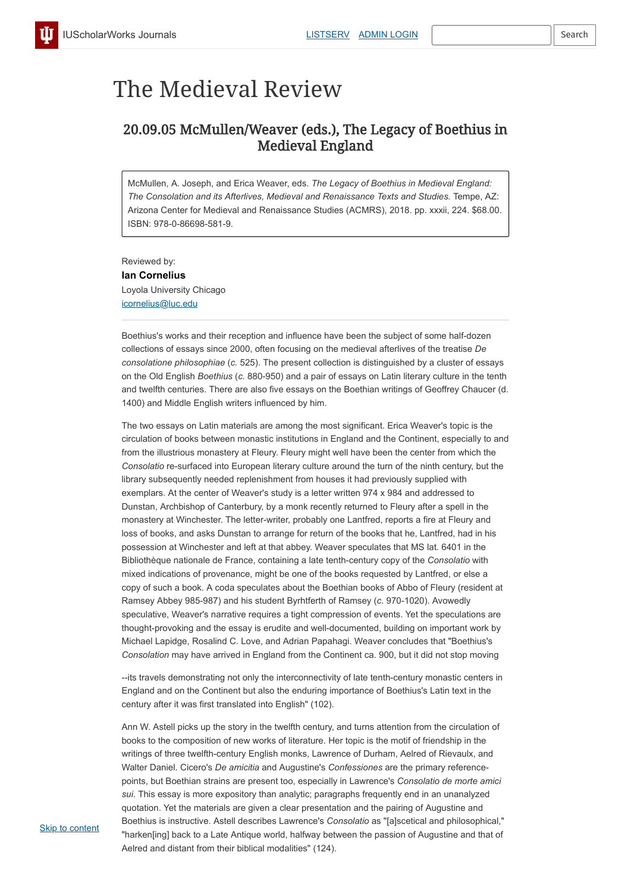# The Medieval Review

## 20.09.05 McMullen/Weaver (eds.), The Legacy of Boethius in Medieval England

McMullen, A. Joseph, and Erica Weaver, eds. *The Legacy of Boethius in Medieval England: The Consolation and its Afterlives, Medieval and Renaissance Texts and Studies.* Tempe, AZ: Arizona Center for Medieval and Renaissance Studies (ACMRS), 2018. pp. xxxii, 224. $68.00. ISBN: 978-0-86698-581-9.

Reviewed by:
**Ian Cornelius**
Loyola University Chicago
icornelius@luc.edu

---

Boethius's works and their reception and influence have been the subject of some half-dozen collections of essays since 2000, often focusing on the medieval afterlives of the treatise *De consolatione philosophiae* (*c.* 525). The present collection is distinguished by a cluster of essays on the Old English *Boethius* (*c.* 880-950) and a pair of essays on Latin literary culture in the tenth and twelfth centuries. There are also five essays on the Boethian writings of Geoffrey Chaucer (d. 1400) and Middle English writers influenced by him.

The two essays on Latin materials are among the most significant. Erica Weaver's topic is the circulation of books between monastic institutions in England and the Continent, especially to and from the illustrious monastery at Fleury. Fleury might well have been the center from which the *Consolatio* re-surfaced into European literary culture around the turn of the ninth century, but the library subsequently needed replenishment from houses it had previously supplied with exemplars. At the center of Weaver's study is a letter written 974 x 984 and addressed to Dunstan, Archbishop of Canterbury, by a monk recently returned to Fleury after a spell in the monastery at Winchester. The letter-writer, probably one Lantfred, reports a fire at Fleury and loss of books, and asks Dunstan to arrange for return of the books that he, Lantfred, had in his possession at Winchester and left at that abbey. Weaver speculates that MS lat. 6401 in the Bibliothèque nationale de France, containing a late tenth-century copy of the *Consolatio* with mixed indications of provenance, might be one of the books requested by Lantfred, or else a copy of such a book. A coda speculates about the Boethian books of Abbo of Fleury (resident at Ramsey Abbey 985-987) and his student Byrhtferth of Ramsey (*c.* 970-1020). Avowedly speculative, Weaver's narrative requires a tight compression of events. Yet the speculations are thought-provoking and the essay is erudite and well-documented, building on important work by Michael Lapidge, Rosalind C. Love, and Adrian Papahagi. Weaver concludes that "Boethius's *Consolation* may have arrived in England from the Continent ca. 900, but it did not stop moving

--its travels demonstrating not only the interconnectivity of late tenth-century monastic centers in England and on the Continent but also the enduring importance of Boethius's Latin text in the century after it was first translated into English" (102).

Ann W. Astell picks up the story in the twelfth century, and turns attention from the circulation of books to the composition of new works of literature. Her topic is the motif of friendship in the writings of three twelfth-century English monks, Lawrence of Durham, Aelred of Rievaulx, and Walter Daniel. Cicero's *De amicitia* and Augustine's *Confessiones* are the primary reference-points, but Boethian strains are present too, especially in Lawrence's *Consolatio de morte amici sui*. This essay is more expository than analytic; paragraphs frequently end in an unanalyzed quotation. Yet the materials are given a clear presentation and the pairing of Augustine and Boethius is instructive. Astell describes Lawrence's *Consolatio* as "[a]scetical and philosophical," "harken[ing] back to a Late Antique world, halfway between the passion of Augustine and that of Aelred and distant from their biblical modalities" (124).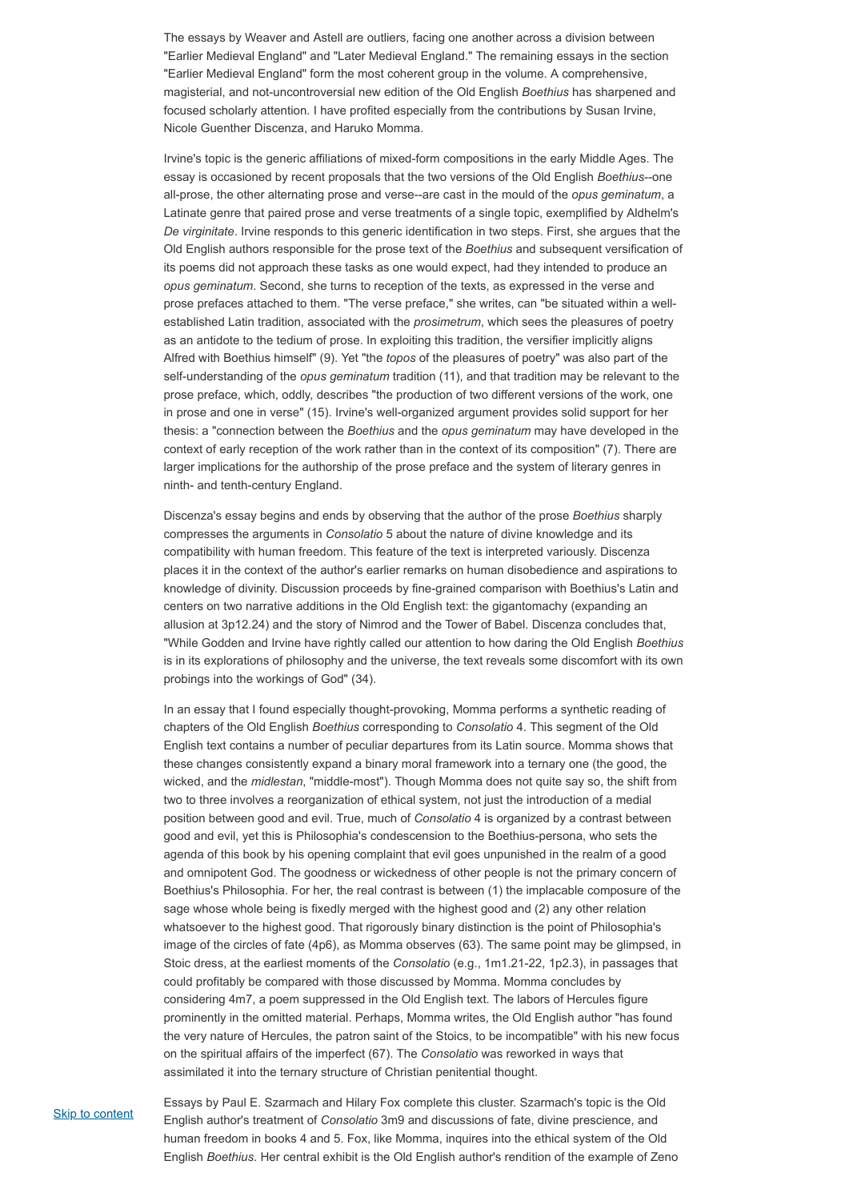The essays by Weaver and Astell are outliers, facing one another across a division between "Earlier Medieval England" and "Later Medieval England." The remaining essays in the section "Earlier Medieval England" form the most coherent group in the volume. A comprehensive, magisterial, and not-uncontroversial new edition of the Old English *Boethius* has sharpened and focused scholarly attention. I have profited especially from the contributions by Susan Irvine, Nicole Guenther Discenza, and Haruko Momma.

Irvine's topic is the generic affiliations of mixed-form compositions in the early Middle Ages. The essay is occasioned by recent proposals that the two versions of the Old English *Boethius*--one all-prose, the other alternating prose and verse--are cast in the mould of the *opus geminatum*, a Latinate genre that paired prose and verse treatments of a single topic, exemplified by Aldhelm's *De virginitate*. Irvine responds to this generic identification in two steps. First, she argues that the Old English authors responsible for the prose text of the *Boethius* and subsequent versification of its poems did not approach these tasks as one would expect, had they intended to produce an *opus geminatum*. Second, she turns to reception of the texts, as expressed in the verse and prose prefaces attached to them. "The verse preface," she writes, can "be situated within a well-established Latin tradition, associated with the *prosimetrum*, which sees the pleasures of poetry as an antidote to the tedium of prose. In exploiting this tradition, the versifier implicitly aligns Alfred with Boethius himself" (9). Yet "the *topos* of the pleasures of poetry" was also part of the self-understanding of the *opus geminatum* tradition (11), and that tradition may be relevant to the prose preface, which, oddly, describes "the production of two different versions of the work, one in prose and one in verse" (15). Irvine's well-organized argument provides solid support for her thesis: a "connection between the *Boethius* and the *opus geminatum* may have developed in the context of early reception of the work rather than in the context of its composition" (7). There are larger implications for the authorship of the prose preface and the system of literary genres in ninth- and tenth-century England.

Discenza's essay begins and ends by observing that the author of the prose *Boethius* sharply compresses the arguments in *Consolatio* 5 about the nature of divine knowledge and its compatibility with human freedom. This feature of the text is interpreted variously. Discenza places it in the context of the author's earlier remarks on human disobedience and aspirations to knowledge of divinity. Discussion proceeds by fine-grained comparison with Boethius's Latin and centers on two narrative additions in the Old English text: the gigantomachy (expanding an allusion at 3p12.24) and the story of Nimrod and the Tower of Babel. Discenza concludes that, "While Godden and Irvine have rightly called our attention to how daring the Old English *Boethius* is in its explorations of philosophy and the universe, the text reveals some discomfort with its own probings into the workings of God" (34).

In an essay that I found especially thought-provoking, Momma performs a synthetic reading of chapters of the Old English *Boethius* corresponding to *Consolatio* 4. This segment of the Old English text contains a number of peculiar departures from its Latin source. Momma shows that these changes consistently expand a binary moral framework into a ternary one (the good, the wicked, and the *midlestan*, "middle-most"). Though Momma does not quite say so, the shift from two to three involves a reorganization of ethical system, not just the introduction of a medial position between good and evil. True, much of *Consolatio* 4 is organized by a contrast between good and evil, yet this is Philosophia's condescension to the Boethius-persona, who sets the agenda of this book by his opening complaint that evil goes unpunished in the realm of a good and omnipotent God. The goodness or wickedness of other people is not the primary concern of Boethius's Philosophia. For her, the real contrast is between (1) the implacable composure of the sage whose whole being is fixedly merged with the highest good and (2) any other relation whatsoever to the highest good. That rigorously binary distinction is the point of Philosophia's image of the circles of fate (4p6), as Momma observes (63). The same point may be glimpsed, in Stoic dress, at the earliest moments of the *Consolatio* (e.g., 1m1.21-22, 1p2.3), in passages that could profitably be compared with those discussed by Momma. Momma concludes by considering 4m7, a poem suppressed in the Old English text. The labors of Hercules figure prominently in the omitted material. Perhaps, Momma writes, the Old English author "has found the very nature of Hercules, the patron saint of the Stoics, to be incompatible" with his new focus on the spiritual affairs of the imperfect (67). The *Consolatio* was reworked in ways that assimilated it into the ternary structure of Christian penitential thought.

Essays by Paul E. Szarmach and Hilary Fox complete this cluster. Szarmach's topic is the Old English author's treatment of *Consolatio* 3m9 and discussions of fate, divine prescience, and human freedom in books 4 and 5. Fox, like Momma, inquires into the ethical system of the Old English *Boethius*. Her central exhibit is the Old English author's rendition of the example of Zeno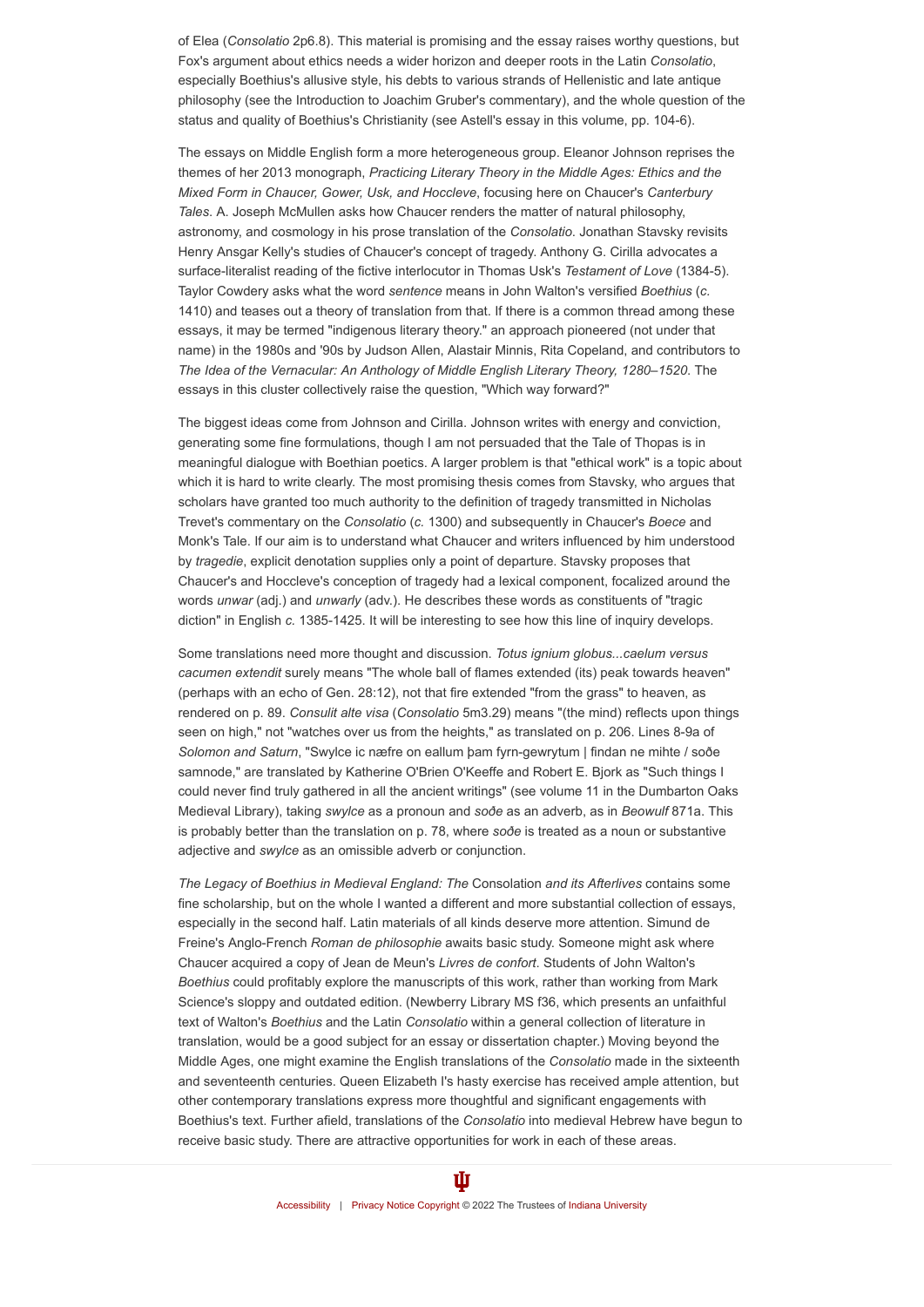of Elea (*Consolatio* 2p6.8). This material is promising and the essay raises worthy questions, but Fox's argument about ethics needs a wider horizon and deeper roots in the Latin *Consolatio*, especially Boethius's allusive style, his debts to various strands of Hellenistic and late antique philosophy (see the Introduction to Joachim Gruber's commentary), and the whole question of the status and quality of Boethius's Christianity (see Astell's essay in this volume, pp. 104-6).

The essays on Middle English form a more heterogeneous group. Eleanor Johnson reprises the themes of her 2013 monograph, *Practicing Literary Theory in the Middle Ages: Ethics and the Mixed Form in Chaucer, Gower, Usk, and Hoccleve*, focusing here on Chaucer's *Canterbury Tales*. A. Joseph McMullen asks how Chaucer renders the matter of natural philosophy, astronomy, and cosmology in his prose translation of the *Consolatio*. Jonathan Stavsky revisits Henry Ansgar Kelly's studies of Chaucer's concept of tragedy. Anthony G. Cirilla advocates a surface-literalist reading of the fictive interlocutor in Thomas Usk's *Testament of Love* (1384-5). Taylor Cowdery asks what the word *sentence* means in John Walton's versified *Boethius* (*c.* 1410) and teases out a theory of translation from that. If there is a common thread among these essays, it may be termed "indigenous literary theory." an approach pioneered (not under that name) in the 1980s and '90s by Judson Allen, Alastair Minnis, Rita Copeland, and contributors to *The Idea of the Vernacular: An Anthology of Middle English Literary Theory, 1280–1520*. The essays in this cluster collectively raise the question, "Which way forward?"

The biggest ideas come from Johnson and Cirilla. Johnson writes with energy and conviction, generating some fine formulations, though I am not persuaded that the Tale of Thopas is in meaningful dialogue with Boethian poetics. A larger problem is that "ethical work" is a topic about which it is hard to write clearly. The most promising thesis comes from Stavsky, who argues that scholars have granted too much authority to the definition of tragedy transmitted in Nicholas Trevet's commentary on the *Consolatio* (*c.* 1300) and subsequently in Chaucer's *Boece* and Monk's Tale. If our aim is to understand what Chaucer and writers influenced by him understood by *tragedie*, explicit denotation supplies only a point of departure. Stavsky proposes that Chaucer's and Hoccleve's conception of tragedy had a lexical component, focalized around the words *unwar* (adj.) and *unwarly* (adv.). He describes these words as constituents of "tragic diction" in English *c.* 1385-1425. It will be interesting to see how this line of inquiry develops.

Some translations need more thought and discussion. *Totus ignium globus...caelum versus cacumen extendit* surely means "The whole ball of flames extended (its) peak towards heaven" (perhaps with an echo of Gen. 28:12), not that fire extended "from the grass" to heaven, as rendered on p. 89. *Consulit alte visa* (*Consolatio* 5m3.29) means "(the mind) reflects upon things seen on high," not "watches over us from the heights," as translated on p. 206. Lines 8-9a of *Solomon and Saturn*, "Swylce ic næfre on eallum þam fyrn-gewrytum | findan ne mihte / soðe samnode," are translated by Katherine O'Brien O'Keeffe and Robert E. Bjork as "Such things I could never find truly gathered in all the ancient writings" (see volume 11 in the Dumbarton Oaks Medieval Library), taking *swylce* as a pronoun and *soðe* as an adverb, as in *Beowulf* 871a. This is probably better than the translation on p. 78, where *soðe* is treated as a noun or substantive adjective and *swylce* as an omissible adverb or conjunction.

*The Legacy of Boethius in Medieval England: The* Consolation *and its Afterlives* contains some fine scholarship, but on the whole I wanted a different and more substantial collection of essays, especially in the second half. Latin materials of all kinds deserve more attention. Simund de Freine's Anglo-French *Roman de philosophie* awaits basic study. Someone might ask where Chaucer acquired a copy of Jean de Meun's *Livres de confort*. Students of John Walton's *Boethius* could profitably explore the manuscripts of this work, rather than working from Mark Science's sloppy and outdated edition. (Newberry Library MS f36, which presents an unfaithful text of Walton's *Boethius* and the Latin *Consolatio* within a general collection of literature in translation, would be a good subject for an essay or dissertation chapter.) Moving beyond the Middle Ages, one might examine the English translations of the *Consolatio* made in the sixteenth and seventeenth centuries. Queen Elizabeth I's hasty exercise has received ample attention, but other contemporary translations express more thoughtful and significant engagements with Boethius's text. Further afield, translations of the *Consolatio* into medieval Hebrew have begun to receive basic study. There are attractive opportunities for work in each of these areas.